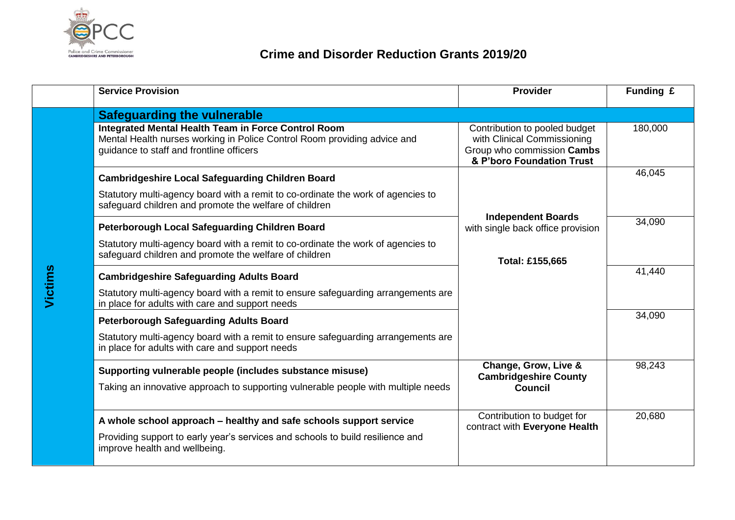# Crime and Disorder Reduction Grants 2019/20

| | Service Provision | Provider | Funding £ |
|---|---|---|---|
| Victims | **Safeguarding the vulnerable** | | |
| | **Integrated Mental Health Team in Force Control Room**<br>Mental Health nurses working in Police Control Room providing advice and guidance to staff and frontline officers | Contribution to pooled budget with Clinical Commissioning Group who commission **Cambs & P'boro Foundation Trust** | 180,000 |
| | **Cambridgeshire Local Safeguarding Children Board**<br>Statutory multi-agency board with a remit to co-ordinate the work of agencies to safeguard children and promote the welfare of children | **Independent Boards** with single back office provision<br>**Total: £155,665** | 46,045 |
| | **Peterborough Local Safeguarding Children Board**<br>Statutory multi-agency board with a remit to co-ordinate the work of agencies to safeguard children and promote the welfare of children | | 34,090 |
| | **Cambridgeshire Safeguarding Adults Board**<br>Statutory multi-agency board with a remit to ensure safeguarding arrangements are in place for adults with care and support needs | | 41,440 |
| | **Peterborough Safeguarding Adults Board**<br>Statutory multi-agency board with a remit to ensure safeguarding arrangements are in place for adults with care and support needs | | 34,090 |
| | **Supporting vulnerable people (includes substance misuse)**<br>Taking an innovative approach to supporting vulnerable people with multiple needs | **Change, Grow, Live & Cambridgeshire County Council** | 98,243 |
| | **A whole school approach – healthy and safe schools support service**<br>Providing support to early year's services and schools to build resilience and improve health and wellbeing. | Contribution to budget for contract with **Everyone Health** | 20,680 |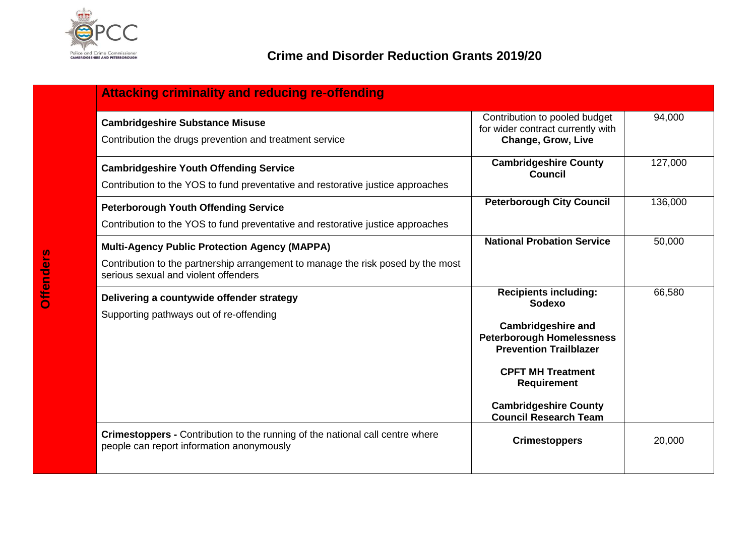# Crime and Disorder Reduction Grants 2019/20

| Offenders | Attacking criminality and reducing re-offending | | |
|---|---|---|---|
| | **Cambridgeshire Substance Misuse**<br>Contribution the drugs prevention and treatment service | Contribution to pooled budget for wider contract currently with **Change, Grow, Live** | 94,000 |
| | **Cambridgeshire Youth Offending Service**<br>Contribution to the YOS to fund preventative and restorative justice approaches | **Cambridgeshire County Council** | 127,000 |
| | **Peterborough Youth Offending Service**<br>Contribution to the YOS to fund preventative and restorative justice approaches | **Peterborough City Council** | 136,000 |
| | **Multi-Agency Public Protection Agency (MAPPA)**<br>Contribution to the partnership arrangement to manage the risk posed by the most serious sexual and violent offenders | **National Probation Service** | 50,000 |
| | **Delivering a countywide offender strategy**<br>Supporting pathways out of re-offending | **Recipients including: Sodexo**<br>**Cambridgeshire and Peterborough Homelessness Prevention Trailblazer**<br>**CPFT MH Treatment Requirement**<br>**Cambridgeshire County Council Research Team** | 66,580 |
| | **Crimestoppers -** Contribution to the running of the national call centre where people can report information anonymously | **Crimestoppers** | 20,000 |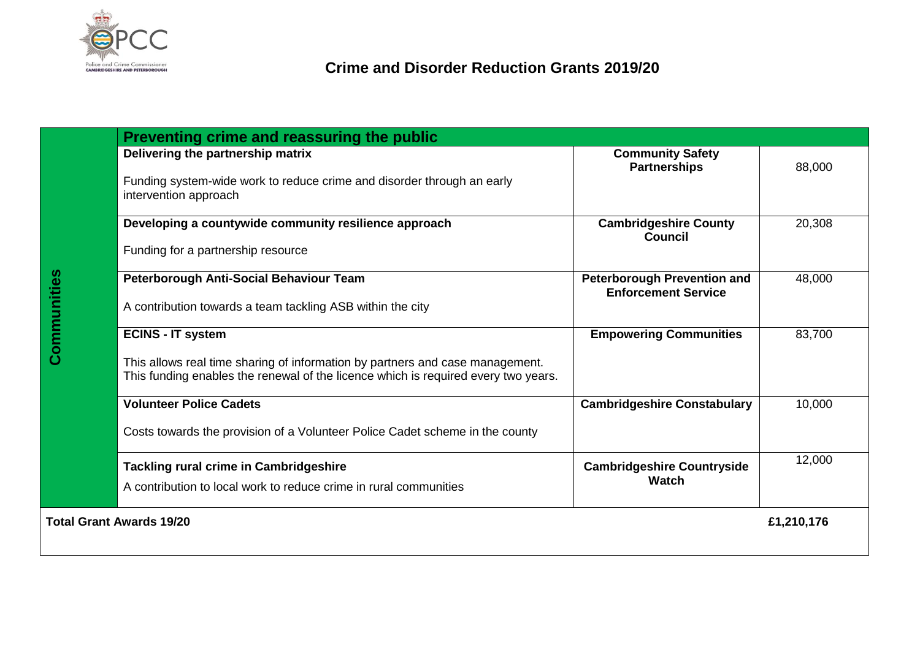# Crime and Disorder Reduction Grants 2019/20

| | | | |
|---|---|---|---|
| **Communities** | **Preventing crime and reassuring the public** | | |
| | **Delivering the partnership matrix**<br><br>Funding system-wide work to reduce crime and disorder through an early intervention approach | **Community Safety Partnerships** | 88,000 |
| | **Developing a countywide community resilience approach**<br><br>Funding for a partnership resource | **Cambridgeshire County Council** | 20,308 |
| | **Peterborough Anti-Social Behaviour Team**<br><br>A contribution towards a team tackling ASB within the city | **Peterborough Prevention and Enforcement Service** | 48,000 |
| | **ECINS - IT system**<br><br>This allows real time sharing of information by partners and case management. This funding enables the renewal of the licence which is required every two years. | **Empowering Communities** | 83,700 |
| | **Volunteer Police Cadets**<br><br>Costs towards the provision of a Volunteer Police Cadet scheme in the county | **Cambridgeshire Constabulary** | 10,000 |
| | **Tackling rural crime in Cambridgeshire**<br><br>A contribution to local work to reduce crime in rural communities | **Cambridgeshire Countryside Watch** | 12,000 |
| **Total Grant Awards 19/20** | | | **£1,210,176** |